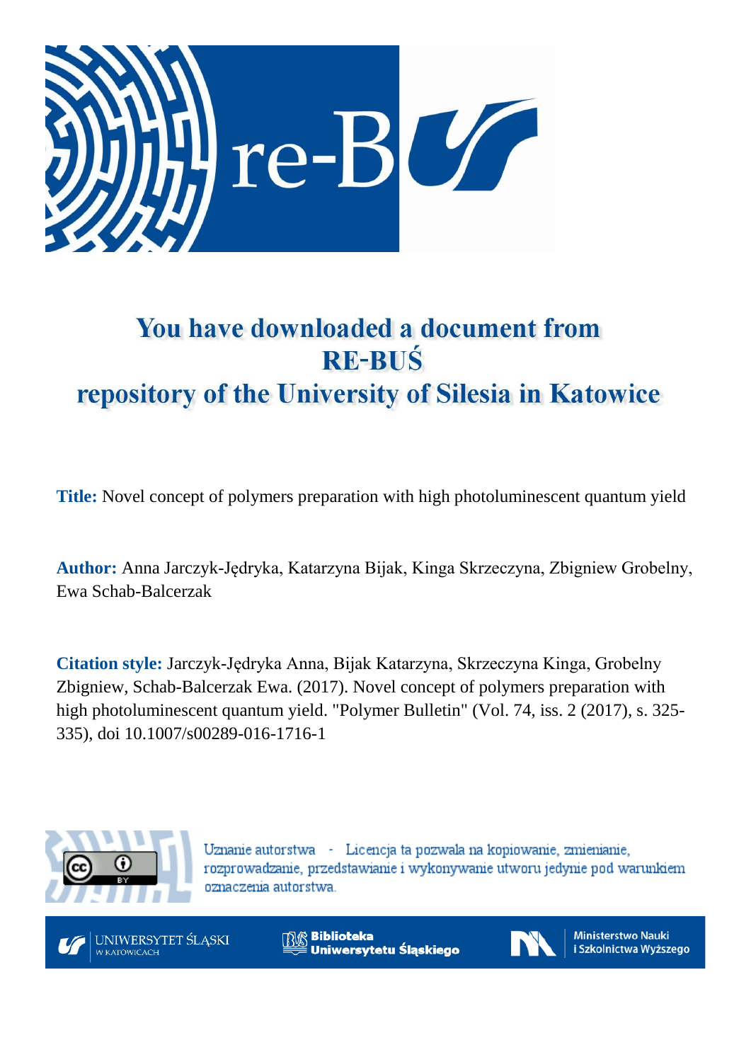# You have downloaded a document from RE-BUŚ repository of the University of Silesia in Katowice

**Title:** Novel concept of polymers preparation with high photoluminescent quantum yield

**Author:** Anna Jarczyk-Jędryka, Katarzyna Bijak, Kinga Skrzeczyna, Zbigniew Grobelny, Ewa Schab-Balcerzak

**Citation style:** Jarczyk-Jędryka Anna, Bijak Katarzyna, Skrzeczyna Kinga, Grobelny Zbigniew, Schab-Balcerzak Ewa. (2017). Novel concept of polymers preparation with high photoluminescent quantum yield. "Polymer Bulletin" (Vol. 74, iss. 2 (2017), s. 325-335), doi 10.1007/s00289-016-1716-1

Uznanie autorstwa - Licencja ta pozwala na kopiowanie, zmienianie, rozprowadzanie, przedstawianie i wykonywanie utworu jedynie pod warunkiem oznaczenia autorstwa.

UNIWERSYTET ŚLĄSKI W KATOWICACH | Biblioteka Uniwersytetu Śląskiego | Ministerstwo Nauki i Szkolnictwa Wyższego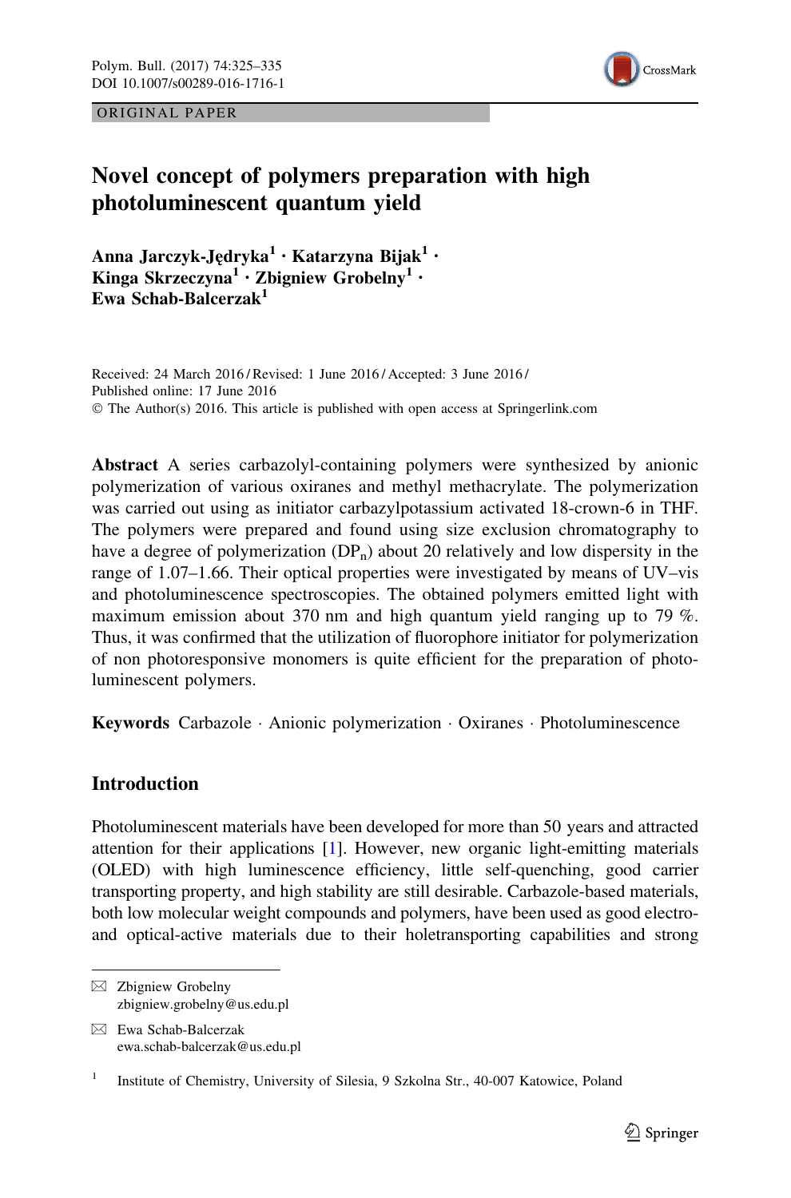# Novel concept of polymers preparation with high photoluminescent quantum yield

**Anna Jarczyk-Jędryka[1] · Katarzyna Bijak[1] · Kinga Skrzeczyna[1] · Zbigniew Grobelny[1] · Ewa Schab-Balcerzak[1]**

Received: 24 March 2016 / Revised: 1 June 2016 / Accepted: 3 June 2016 / Published online: 17 June 2016
© The Author(s) 2016. This article is published with open access at Springerlink.com

**Abstract** A series carbazolyl-containing polymers were synthesized by anionic polymerization of various oxiranes and methyl methacrylate. The polymerization was carried out using as initiator carbazylpotassium activated 18-crown-6 in THF. The polymers were prepared and found using size exclusion chromatography to have a degree of polymerization ($DP_n$) about 20 relatively and low dispersity in the range of 1.07–1.66. Their optical properties were investigated by means of UV–vis and photoluminescence spectroscopies. The obtained polymers emitted light with maximum emission about 370 nm and high quantum yield ranging up to 79 %. Thus, it was confirmed that the utilization of fluorophore initiator for polymerization of non photoresponsive monomers is quite efficient for the preparation of photoluminescent polymers.

**Keywords** Carbazole · Anionic polymerization · Oxiranes · Photoluminescence

## Introduction

Photoluminescent materials have been developed for more than 50 years and attracted attention for their applications [1]. However, new organic light-emitting materials (OLED) with high luminescence efficiency, little self-quenching, good carrier transporting property, and high stability are still desirable. Carbazole-based materials, both low molecular weight compounds and polymers, have been used as good electro- and optical-active materials due to their holetransporting capabilities and strong

✉ Zbigniew Grobelny
zbigniew.grobelny@us.edu.pl

✉ Ewa Schab-Balcerzak
ewa.schab-balcerzak@us.edu.pl

[1] Institute of Chemistry, University of Silesia, 9 Szkolna Str., 40-007 Katowice, Poland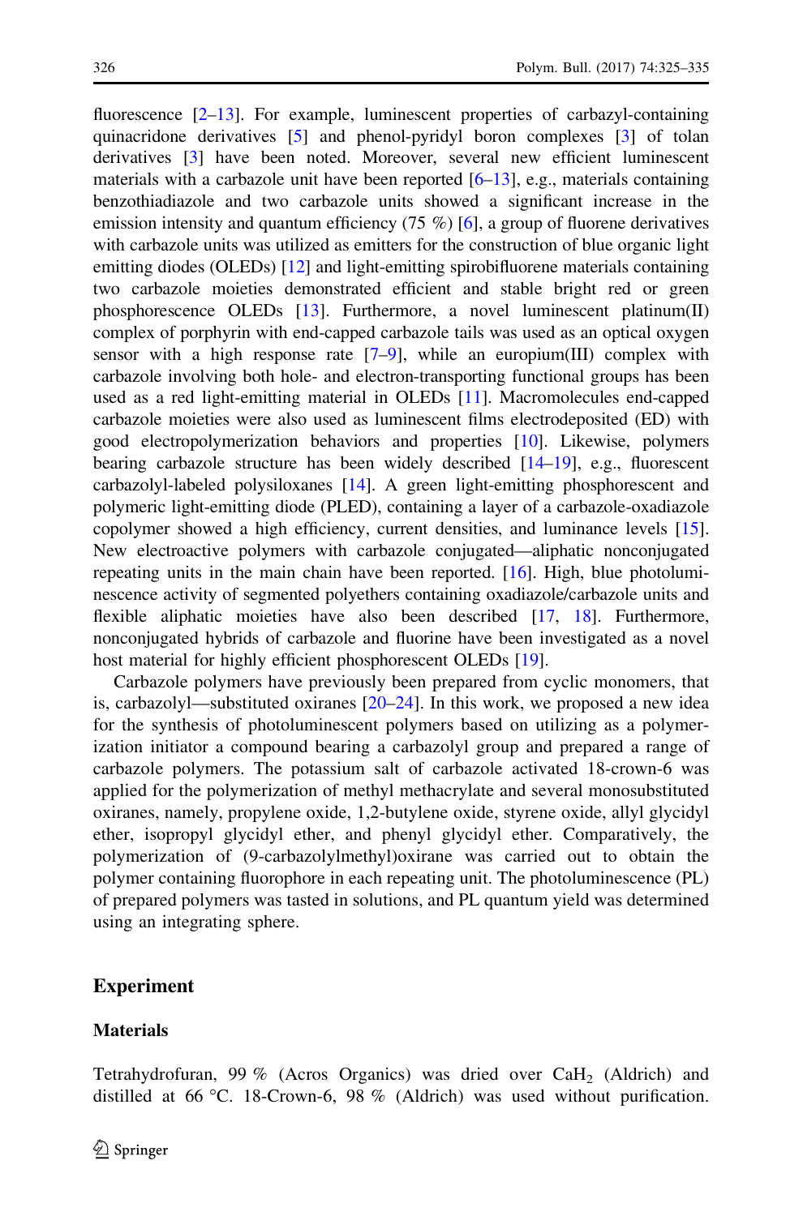fluorescence [2–13]. For example, luminescent properties of carbazyl-containing quinacridone derivatives [5] and phenol-pyridyl boron complexes [3] of tolan derivatives [3] have been noted. Moreover, several new efficient luminescent materials with a carbazole unit have been reported [6–13], e.g., materials containing benzothiadiazole and two carbazole units showed a significant increase in the emission intensity and quantum efficiency (75 %) [6], a group of fluorene derivatives with carbazole units was utilized as emitters for the construction of blue organic light emitting diodes (OLEDs) [12] and light-emitting spirobifluorene materials containing two carbazole moieties demonstrated efficient and stable bright red or green phosphorescence OLEDs [13]. Furthermore, a novel luminescent platinum(II) complex of porphyrin with end-capped carbazole tails was used as an optical oxygen sensor with a high response rate [7–9], while an europium(III) complex with carbazole involving both hole- and electron-transporting functional groups has been used as a red light-emitting material in OLEDs [11]. Macromolecules end-capped carbazole moieties were also used as luminescent films electrodeposited (ED) with good electropolymerization behaviors and properties [10]. Likewise, polymers bearing carbazole structure has been widely described [14–19], e.g., fluorescent carbazolyl-labeled polysiloxanes [14]. A green light-emitting phosphorescent and polymeric light-emitting diode (PLED), containing a layer of a carbazole-oxadiazole copolymer showed a high efficiency, current densities, and luminance levels [15]. New electroactive polymers with carbazole conjugated—aliphatic nonconjugated repeating units in the main chain have been reported. [16]. High, blue photoluminescence activity of segmented polyethers containing oxadiazole/carbazole units and flexible aliphatic moieties have also been described [17, 18]. Furthermore, nonconjugated hybrids of carbazole and fluorine have been investigated as a novel host material for highly efficient phosphorescent OLEDs [19].

Carbazole polymers have previously been prepared from cyclic monomers, that is, carbazolyl—substituted oxiranes [20–24]. In this work, we proposed a new idea for the synthesis of photoluminescent polymers based on utilizing as a polymerization initiator a compound bearing a carbazolyl group and prepared a range of carbazole polymers. The potassium salt of carbazole activated 18-crown-6 was applied for the polymerization of methyl methacrylate and several monosubstituted oxiranes, namely, propylene oxide, 1,2-butylene oxide, styrene oxide, allyl glycidyl ether, isopropyl glycidyl ether, and phenyl glycidyl ether. Comparatively, the polymerization of (9-carbazolylmethyl)oxirane was carried out to obtain the polymer containing fluorophore in each repeating unit. The photoluminescence (PL) of prepared polymers was tasted in solutions, and PL quantum yield was determined using an integrating sphere.

## Experiment

### Materials

Tetrahydrofuran, 99 % (Acros Organics) was dried over $CaH_2$ (Aldrich) and distilled at 66 °C. 18-Crown-6, 98 % (Aldrich) was used without purification.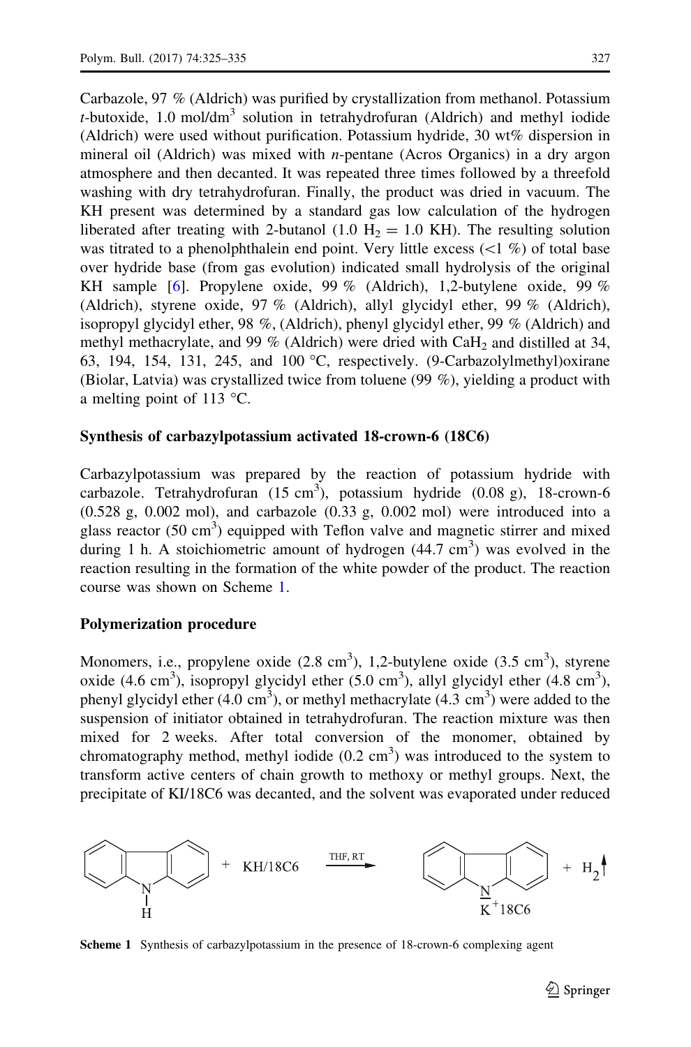Carbazole, 97 % (Aldrich) was purified by crystallization from methanol. Potassium *t*-butoxide, 1.0 mol/dm$^3$ solution in tetrahydrofuran (Aldrich) and methyl iodide (Aldrich) were used without purification. Potassium hydride, 30 wt% dispersion in mineral oil (Aldrich) was mixed with *n*-pentane (Acros Organics) in a dry argon atmosphere and then decanted. It was repeated three times followed by a threefold washing with dry tetrahydrofuran. Finally, the product was dried in vacuum. The KH present was determined by a standard gas low calculation of the hydrogen liberated after treating with 2-butanol (1.0 $H_2$ = 1.0 KH). The resulting solution was titrated to a phenolphthalein end point. Very little excess (<1 %) of total base over hydride base (from gas evolution) indicated small hydrolysis of the original KH sample [6]. Propylene oxide, 99 % (Aldrich), 1,2-butylene oxide, 99 % (Aldrich), styrene oxide, 97 % (Aldrich), allyl glycidyl ether, 99 % (Aldrich), isopropyl glycidyl ether, 98 %, (Aldrich), phenyl glycidyl ether, 99 % (Aldrich) and methyl methacrylate, and 99 % (Aldrich) were dried with $CaH_2$ and distilled at 34, 63, 194, 154, 131, 245, and 100 °C, respectively. (9-Carbazolylmethyl)oxirane (Biolar, Latvia) was crystallized twice from toluene (99 %), yielding a product with a melting point of 113 °C.

### Synthesis of carbazylpotassium activated 18-crown-6 (18C6)

Carbazylpotassium was prepared by the reaction of potassium hydride with carbazole. Tetrahydrofuran (15 cm$^3$), potassium hydride (0.08 g), 18-crown-6 (0.528 g, 0.002 mol), and carbazole (0.33 g, 0.002 mol) were introduced into a glass reactor (50 cm$^3$) equipped with Teflon valve and magnetic stirrer and mixed during 1 h. A stoichiometric amount of hydrogen (44.7 cm$^3$) was evolved in the reaction resulting in the formation of the white powder of the product. The reaction course was shown on Scheme 1.

### Polymerization procedure

Monomers, i.e., propylene oxide (2.8 cm$^3$), 1,2-butylene oxide (3.5 cm$^3$), styrene oxide (4.6 cm$^3$), isopropyl glycidyl ether (5.0 cm$^3$), allyl glycidyl ether (4.8 cm$^3$), phenyl glycidyl ether (4.0 cm$^3$), or methyl methacrylate (4.3 cm$^3$) were added to the suspension of initiator obtained in tetrahydrofuran. The reaction mixture was then mixed for 2 weeks. After total conversion of the monomer, obtained by chromatography method, methyl iodide (0.2 cm$^3$) was introduced to the system to transform active centers of chain growth to methoxy or methyl groups. Next, the precipitate of KI/18C6 was decanted, and the solvent was evaporated under reduced

Scheme 1 Synthesis of carbazylpotassium in the presence of 18-crown-6 complexing agent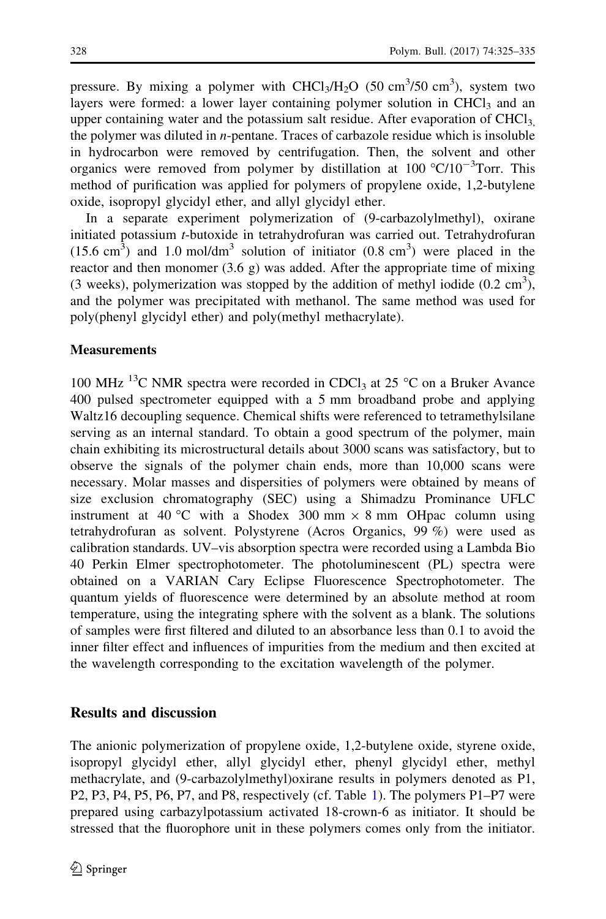pressure. By mixing a polymer with $CHCl_3/H_2O$ (50 $cm^3$/50 $cm^3$), system two layers were formed: a lower layer containing polymer solution in $CHCl_3$ and an upper containing water and the potassium salt residue. After evaporation of $CHCl_3$, the polymer was diluted in *n*-pentane. Traces of carbazole residue which is insoluble in hydrocarbon were removed by centrifugation. Then, the solvent and other organics were removed from polymer by distillation at 100 °C/$10^{-3}$Torr. This method of purification was applied for polymers of propylene oxide, 1,2-butylene oxide, isopropyl glycidyl ether, and allyl glycidyl ether.

In a separate experiment polymerization of (9-carbazolylmethyl), oxirane initiated potassium *t*-butoxide in tetrahydrofuran was carried out. Tetrahydrofuran (15.6 $cm^3$) and 1.0 mol/$dm^3$ solution of initiator (0.8 $cm^3$) were placed in the reactor and then monomer (3.6 g) was added. After the appropriate time of mixing (3 weeks), polymerization was stopped by the addition of methyl iodide (0.2 $cm^3$), and the polymer was precipitated with methanol. The same method was used for poly(phenyl glycidyl ether) and poly(methyl methacrylate).

### Measurements

100 MHz $^{13}C$ NMR spectra were recorded in $CDCl_3$ at 25 °C on a Bruker Avance 400 pulsed spectrometer equipped with a 5 mm broadband probe and applying Waltz16 decoupling sequence. Chemical shifts were referenced to tetramethylsilane serving as an internal standard. To obtain a good spectrum of the polymer, main chain exhibiting its microstructural details about 3000 scans was satisfactory, but to observe the signals of the polymer chain ends, more than 10,000 scans were necessary. Molar masses and dispersities of polymers were obtained by means of size exclusion chromatography (SEC) using a Shimadzu Prominance UFLC instrument at 40 °C with a Shodex 300 mm × 8 mm OHpac column using tetrahydrofuran as solvent. Polystyrene (Acros Organics, 99 %) were used as calibration standards. UV–vis absorption spectra were recorded using a Lambda Bio 40 Perkin Elmer spectrophotometer. The photoluminescent (PL) spectra were obtained on a VARIAN Cary Eclipse Fluorescence Spectrophotometer. The quantum yields of fluorescence were determined by an absolute method at room temperature, using the integrating sphere with the solvent as a blank. The solutions of samples were first filtered and diluted to an absorbance less than 0.1 to avoid the inner filter effect and influences of impurities from the medium and then excited at the wavelength corresponding to the excitation wavelength of the polymer.

## Results and discussion

The anionic polymerization of propylene oxide, 1,2-butylene oxide, styrene oxide, isopropyl glycidyl ether, allyl glycidyl ether, phenyl glycidyl ether, methyl methacrylate, and (9-carbazolylmethyl)oxirane results in polymers denoted as P1, P2, P3, P4, P5, P6, P7, and P8, respectively (cf. Table 1). The polymers P1–P7 were prepared using carbazylpotassium activated 18-crown-6 as initiator. It should be stressed that the fluorophore unit in these polymers comes only from the initiator.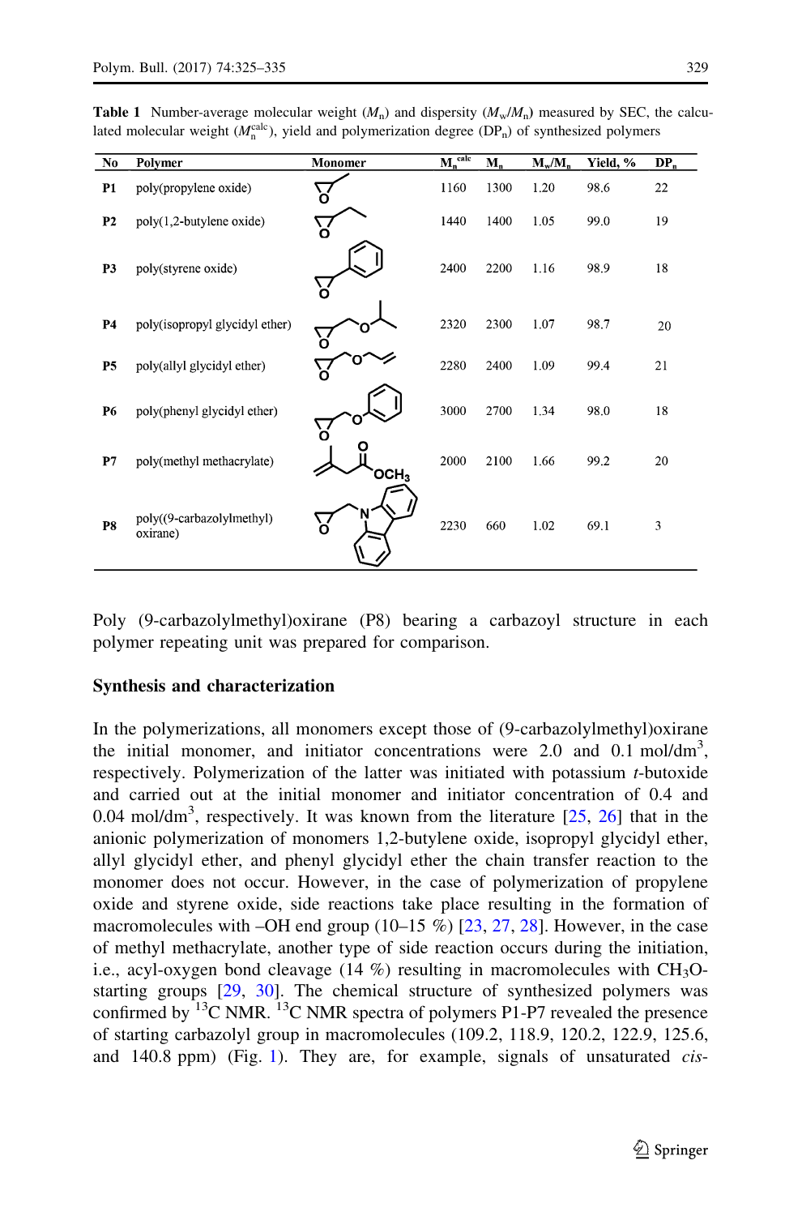**Table 1** Number-average molecular weight ($M_n$) and dispersity ($M_w/M_n$) measured by SEC, the calculated molecular weight ($M_n^{calc}$), yield and polymerization degree ($DP_n$) of synthesized polymers

| No | Polymer | Monomer | $M_n^{calc}$ | $M_n$ | $M_w/M_n$ | Yield, % | $DP_n$ |
|---|---|---|---|---|---|---|---|
| **P1** | poly(propylene oxide) | | 1160 | 1300 | 1.20 | 98.6 | 22 |
| **P2** | poly(1,2-butylene oxide) | | 1440 | 1400 | 1.05 | 99.0 | 19 |
| **P3** | poly(styrene oxide) | | 2400 | 2200 | 1.16 | 98.9 | 18 |
| **P4** | poly(isopropyl glycidyl ether) | | 2320 | 2300 | 1.07 | 98.7 | 20 |
| **P5** | poly(allyl glycidyl ether) | | 2280 | 2400 | 1.09 | 99.4 | 21 |
| **P6** | poly(phenyl glycidyl ether) | | 3000 | 2700 | 1.34 | 98.0 | 18 |
| **P7** | poly(methyl methacrylate) | | 2000 | 2100 | 1.66 | 99.2 | 20 |
| **P8** | poly((9-carbazolylmethyl) oxirane) | | 2230 | 660 | 1.02 | 69.1 | 3 |

Poly (9-carbazolylmethyl)oxirane (P8) bearing a carbazoyl structure in each polymer repeating unit was prepared for comparison.

## Synthesis and characterization

In the polymerizations, all monomers except those of (9-carbazolylmethyl)oxirane the initial monomer, and initiator concentrations were 2.0 and 0.1 mol/dm$^3$, respectively. Polymerization of the latter was initiated with potassium *t*-butoxide and carried out at the initial monomer and initiator concentration of 0.4 and 0.04 mol/dm$^3$, respectively. It was known from the literature [25, 26] that in the anionic polymerization of monomers 1,2-butylene oxide, isopropyl glycidyl ether, allyl glycidyl ether, and phenyl glycidyl ether the chain transfer reaction to the monomer does not occur. However, in the case of polymerization of propylene oxide and styrene oxide, side reactions take place resulting in the formation of macromolecules with –OH end group (10–15 %) [23, 27, 28]. However, in the case of methyl methacrylate, another type of side reaction occurs during the initiation, i.e., acyl-oxygen bond cleavage (14 %) resulting in macromolecules with $CH_3O$-starting groups [29, 30]. The chemical structure of synthesized polymers was confirmed by $^{13}$C NMR. $^{13}$C NMR spectra of polymers P1-P7 revealed the presence of starting carbazolyl group in macromolecules (109.2, 118.9, 120.2, 122.9, 125.6, and 140.8 ppm) (Fig. 1). They are, for example, signals of unsaturated *cis*-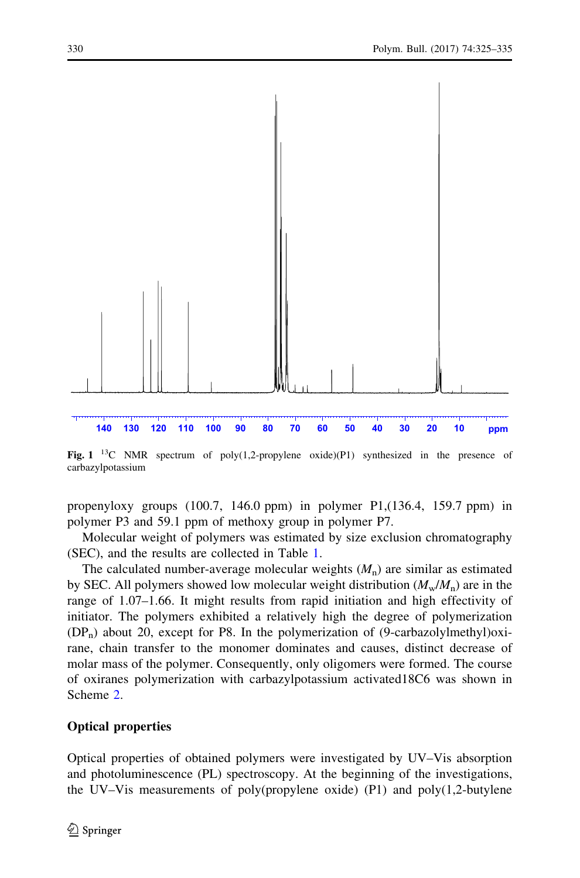Fig. 1 $^{13}$C NMR spectrum of poly(1,2-propylene oxide)(P1) synthesized in the presence of carbazylpotassium

propenyloxy groups (100.7, 146.0 ppm) in polymer P1,(136.4, 159.7 ppm) in polymer P3 and 59.1 ppm of methoxy group in polymer P7.

Molecular weight of polymers was estimated by size exclusion chromatography (SEC), and the results are collected in Table 1.

The calculated number-average molecular weights ($M_n$) are similar as estimated by SEC. All polymers showed low molecular weight distribution ($M_w/M_n$) are in the range of 1.07–1.66. It might results from rapid initiation and high effectivity of initiator. The polymers exhibited a relatively high the degree of polymerization ($DP_n$) about 20, except for P8. In the polymerization of (9-carbazolylmethyl)oxirane, chain transfer to the monomer dominates and causes, distinct decrease of molar mass of the polymer. Consequently, only oligomers were formed. The course of oxiranes polymerization with carbazylpotassium activated18C6 was shown in Scheme 2.

## Optical properties

Optical properties of obtained polymers were investigated by UV–Vis absorption and photoluminescence (PL) spectroscopy. At the beginning of the investigations, the UV–Vis measurements of poly(propylene oxide) (P1) and poly(1,2-butylene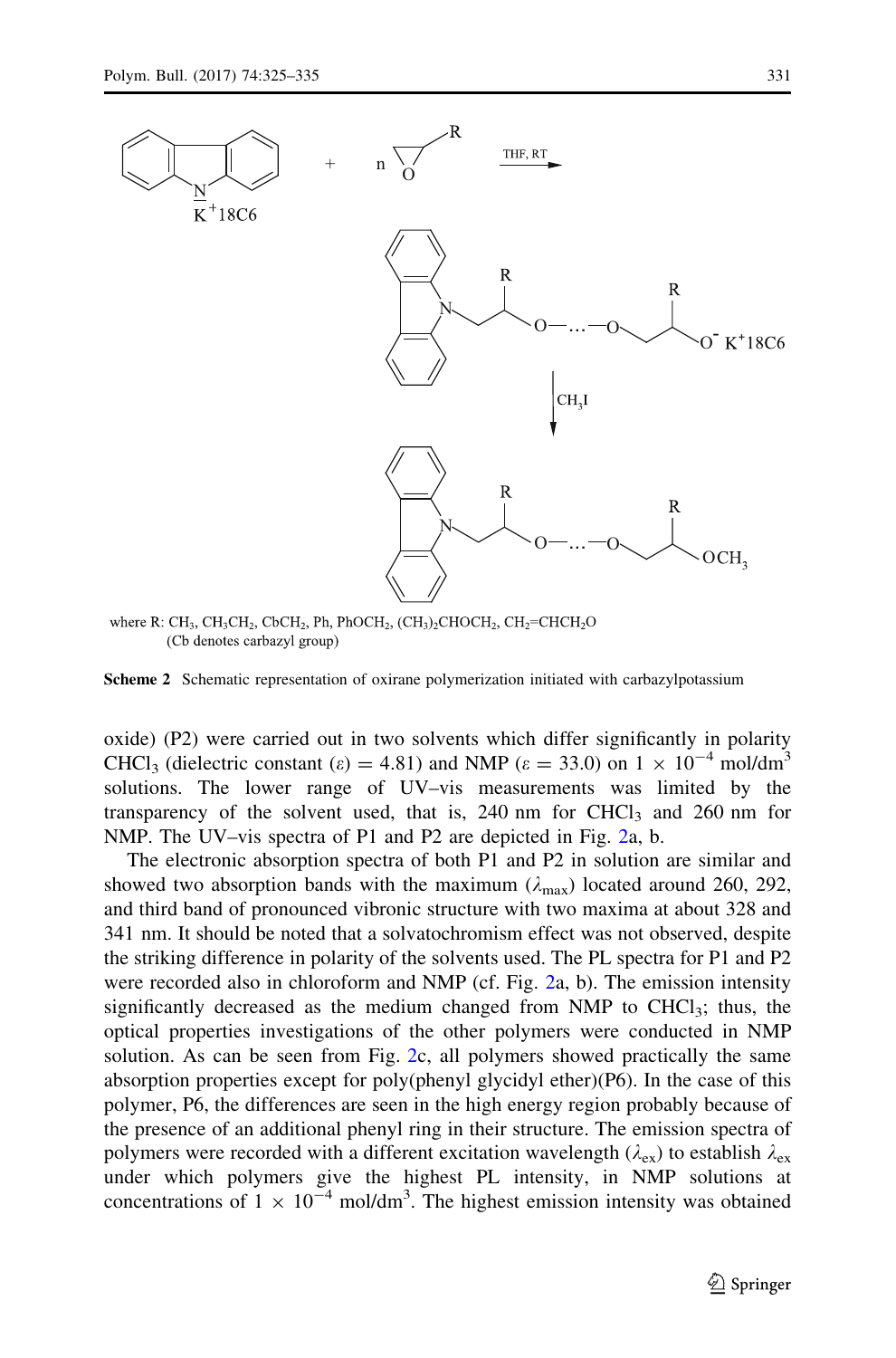where R: $CH_3$, $CH_3CH_2$, $CbCH_2$, Ph, $PhOCH_2$, $(CH_3)_2CHOCH_2$, $CH_2{=}CHCH_2O$
(Cb denotes carbazyl group)

**Scheme 2** Schematic representation of oxirane polymerization initiated with carbazylpotassium

oxide) (P2) were carried out in two solvents which differ significantly in polarity $CHCl_3$ (dielectric constant ($\varepsilon$) = 4.81) and NMP ($\varepsilon$ = 33.0) on $1 \times 10^{-4}$ mol/dm$^3$ solutions. The lower range of UV–vis measurements was limited by the transparency of the solvent used, that is, 240 nm for $CHCl_3$ and 260 nm for NMP. The UV–vis spectra of P1 and P2 are depicted in Fig. 2a, b.

The electronic absorption spectra of both P1 and P2 in solution are similar and showed two absorption bands with the maximum ($\lambda_{max}$) located around 260, 292, and third band of pronounced vibronic structure with two maxima at about 328 and 341 nm. It should be noted that a solvatochromism effect was not observed, despite the striking difference in polarity of the solvents used. The PL spectra for P1 and P2 were recorded also in chloroform and NMP (cf. Fig. 2a, b). The emission intensity significantly decreased as the medium changed from NMP to $CHCl_3$; thus, the optical properties investigations of the other polymers were conducted in NMP solution. As can be seen from Fig. 2c, all polymers showed practically the same absorption properties except for poly(phenyl glycidyl ether)(P6). In the case of this polymer, P6, the differences are seen in the high energy region probably because of the presence of an additional phenyl ring in their structure. The emission spectra of polymers were recorded with a different excitation wavelength ($\lambda_{ex}$) to establish $\lambda_{ex}$ under which polymers give the highest PL intensity, in NMP solutions at concentrations of $1 \times 10^{-4}$ mol/dm$^3$. The highest emission intensity was obtained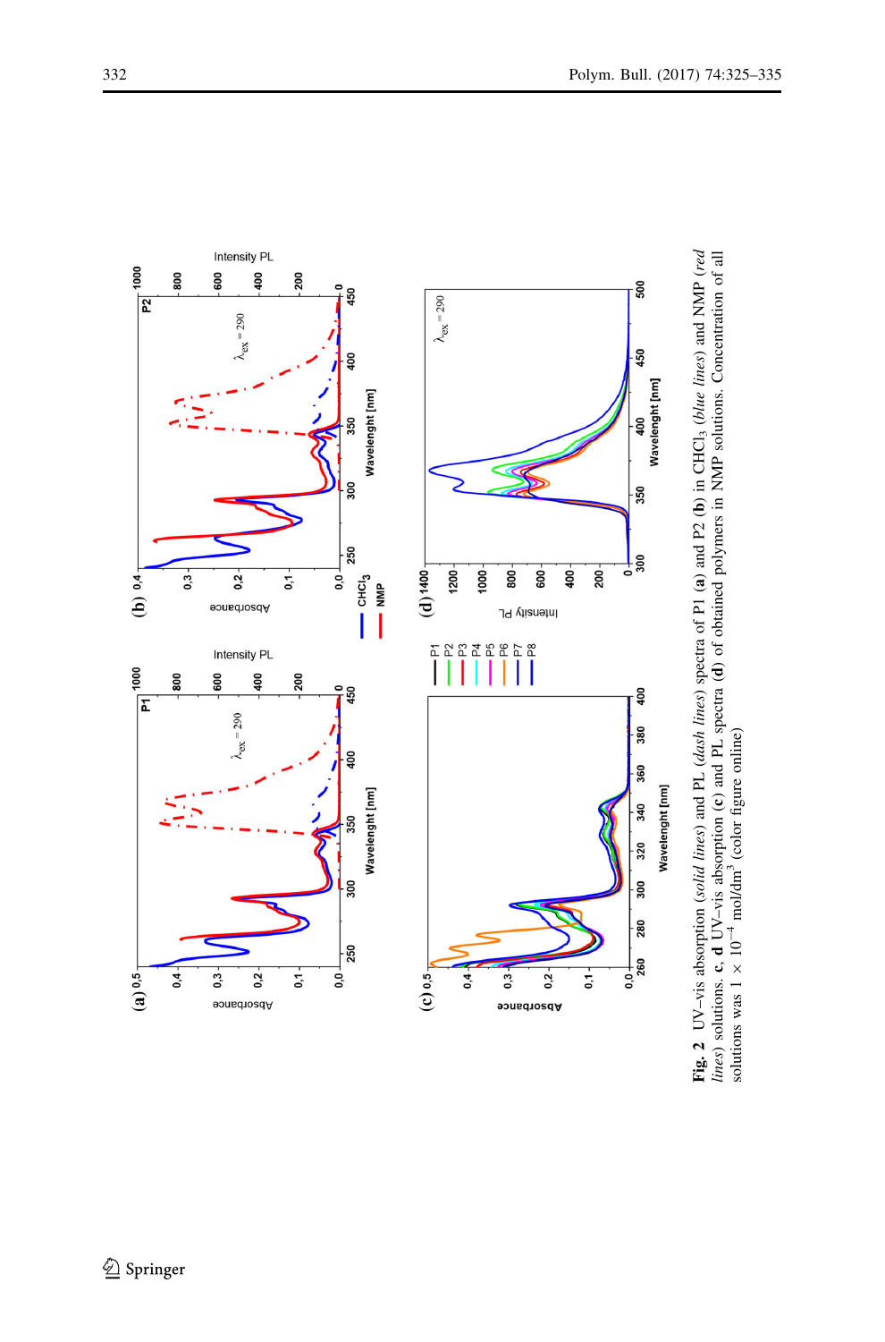**Fig. 2** UV–vis absorption (*solid lines*) and PL (*dash lines*) spectra of P1 (**a**) and P2 (**b**) in $CHCl_3$ (*blue lines*) and NMP (*red lines*) solutions. **c**, **d** UV–vis absorption (**c**) and PL spectra (**d**) of obtained polymers in NMP solutions. Concentration of all solutions was $1 \times 10^{-4}$ mol/dm$^3$ (color figure online)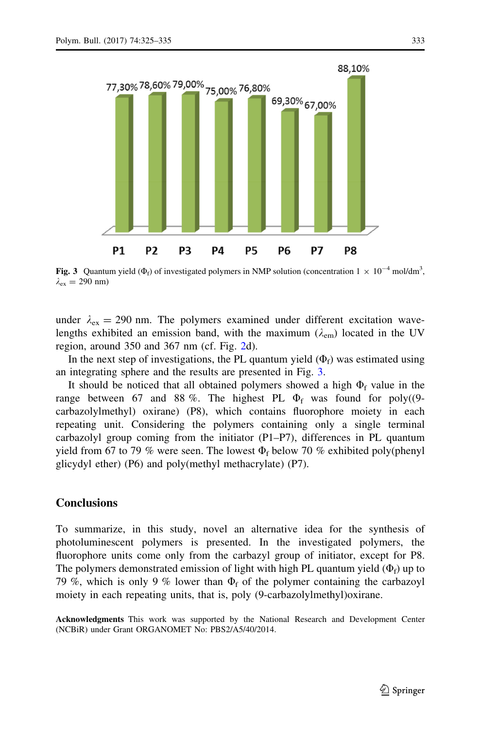Fig. 3 Quantum yield ($\Phi_f$) of investigated polymers in NMP solution (concentration $1 \times 10^{-4}$ mol/dm$^3$, $\lambda_{ex} = 290$ nm)

under $\lambda_{ex} = 290$ nm. The polymers examined under different excitation wavelengths exhibited an emission band, with the maximum ($\lambda_{em}$) located in the UV region, around 350 and 367 nm (cf. Fig. 2d).

In the next step of investigations, the PL quantum yield ($\Phi_f$) was estimated using an integrating sphere and the results are presented in Fig. 3.

It should be noticed that all obtained polymers showed a high $\Phi_f$ value in the range between 67 and 88 %. The highest PL $\Phi_f$ was found for poly((9-carbazolylmethyl) oxirane) (P8), which contains fluorophore moiety in each repeating unit. Considering the polymers containing only a single terminal carbazolyl group coming from the initiator (P1–P7), differences in PL quantum yield from 67 to 79 % were seen. The lowest $\Phi_f$ below 70 % exhibited poly(phenyl glicydyl ether) (P6) and poly(methyl methacrylate) (P7).

## Conclusions

To summarize, in this study, novel an alternative idea for the synthesis of photoluminescent polymers is presented. In the investigated polymers, the fluorophore units come only from the carbazyl group of initiator, except for P8. The polymers demonstrated emission of light with high PL quantum yield ($\Phi_f$) up to 79 %, which is only 9 % lower than $\Phi_f$ of the polymer containing the carbazoyl moiety in each repeating units, that is, poly (9-carbazolylmethyl)oxirane.

**Acknowledgments** This work was supported by the National Research and Development Center (NCBiR) under Grant ORGANOMET No: PBS2/A5/40/2014.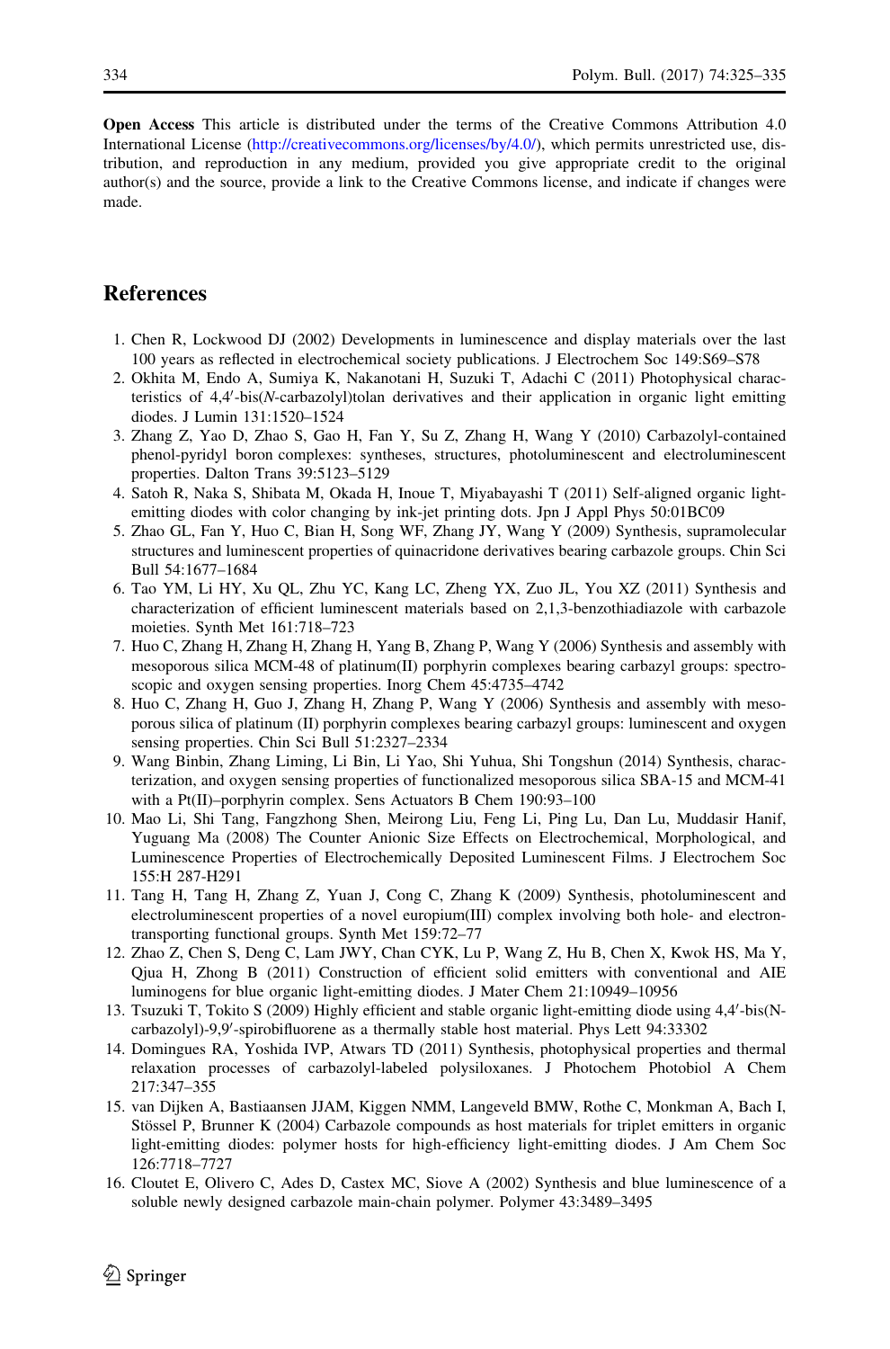**Open Access** This article is distributed under the terms of the Creative Commons Attribution 4.0 International License (http://creativecommons.org/licenses/by/4.0/), which permits unrestricted use, distribution, and reproduction in any medium, provided you give appropriate credit to the original author(s) and the source, provide a link to the Creative Commons license, and indicate if changes were made.

## References

1. Chen R, Lockwood DJ (2002) Developments in luminescence and display materials over the last 100 years as reflected in electrochemical society publications. J Electrochem Soc 149:S69–S78
2. Okhita M, Endo A, Sumiya K, Nakanotani H, Suzuki T, Adachi C (2011) Photophysical characteristics of 4,4′-bis(*N*-carbazolyl)tolan derivatives and their application in organic light emitting diodes. J Lumin 131:1520–1524
3. Zhang Z, Yao D, Zhao S, Gao H, Fan Y, Su Z, Zhang H, Wang Y (2010) Carbazolyl-contained phenol-pyridyl boron complexes: syntheses, structures, photoluminescent and electroluminescent properties. Dalton Trans 39:5123–5129
4. Satoh R, Naka S, Shibata M, Okada H, Inoue T, Miyabayashi T (2011) Self-aligned organic light-emitting diodes with color changing by ink-jet printing dots. Jpn J Appl Phys 50:01BC09
5. Zhao GL, Fan Y, Huo C, Bian H, Song WF, Zhang JY, Wang Y (2009) Synthesis, supramolecular structures and luminescent properties of quinacridone derivatives bearing carbazole groups. Chin Sci Bull 54:1677–1684
6. Tao YM, Li HY, Xu QL, Zhu YC, Kang LC, Zheng YX, Zuo JL, You XZ (2011) Synthesis and characterization of efficient luminescent materials based on 2,1,3-benzothiadiazole with carbazole moieties. Synth Met 161:718–723
7. Huo C, Zhang H, Zhang H, Zhang H, Yang B, Zhang P, Wang Y (2006) Synthesis and assembly with mesoporous silica MCM-48 of platinum(II) porphyrin complexes bearing carbazyl groups: spectroscopic and oxygen sensing properties. Inorg Chem 45:4735–4742
8. Huo C, Zhang H, Guo J, Zhang H, Zhang P, Wang Y (2006) Synthesis and assembly with mesoporous silica of platinum (II) porphyrin complexes bearing carbazyl groups: luminescent and oxygen sensing properties. Chin Sci Bull 51:2327–2334
9. Wang Binbin, Zhang Liming, Li Bin, Li Yao, Shi Yuhua, Shi Tongshun (2014) Synthesis, characterization, and oxygen sensing properties of functionalized mesoporous silica SBA-15 and MCM-41 with a Pt(II)–porphyrin complex. Sens Actuators B Chem 190:93–100
10. Mao Li, Shi Tang, Fangzhong Shen, Meirong Liu, Feng Li, Ping Lu, Dan Lu, Muddasir Hanif, Yuguang Ma (2008) The Counter Anionic Size Effects on Electrochemical, Morphological, and Luminescence Properties of Electrochemically Deposited Luminescent Films. J Electrochem Soc 155:H 287-H291
11. Tang H, Tang H, Zhang Z, Yuan J, Cong C, Zhang K (2009) Synthesis, photoluminescent and electroluminescent properties of a novel europium(III) complex involving both hole- and electron-transporting functional groups. Synth Met 159:72–77
12. Zhao Z, Chen S, Deng C, Lam JWY, Chan CYK, Lu P, Wang Z, Hu B, Chen X, Kwok HS, Ma Y, Qjua H, Zhong B (2011) Construction of efficient solid emitters with conventional and AIE luminogens for blue organic light-emitting diodes. J Mater Chem 21:10949–10956
13. Tsuzuki T, Tokito S (2009) Highly efficient and stable organic light-emitting diode using 4,4′-bis(N-carbazolyl)-9,9′-spirobifluorene as a thermally stable host material. Phys Lett 94:33302
14. Domingues RA, Yoshida IVP, Atwars TD (2011) Synthesis, photophysical properties and thermal relaxation processes of carbazolyl-labeled polysiloxanes. J Photochem Photobiol A Chem 217:347–355
15. van Dijken A, Bastiaansen JJAM, Kiggen NMM, Langeveld BMW, Rothe C, Monkman A, Bach I, Stössel P, Brunner K (2004) Carbazole compounds as host materials for triplet emitters in organic light-emitting diodes: polymer hosts for high-efficiency light-emitting diodes. J Am Chem Soc 126:7718–7727
16. Cloutet E, Olivero C, Ades D, Castex MC, Siove A (2002) Synthesis and blue luminescence of a soluble newly designed carbazole main-chain polymer. Polymer 43:3489–3495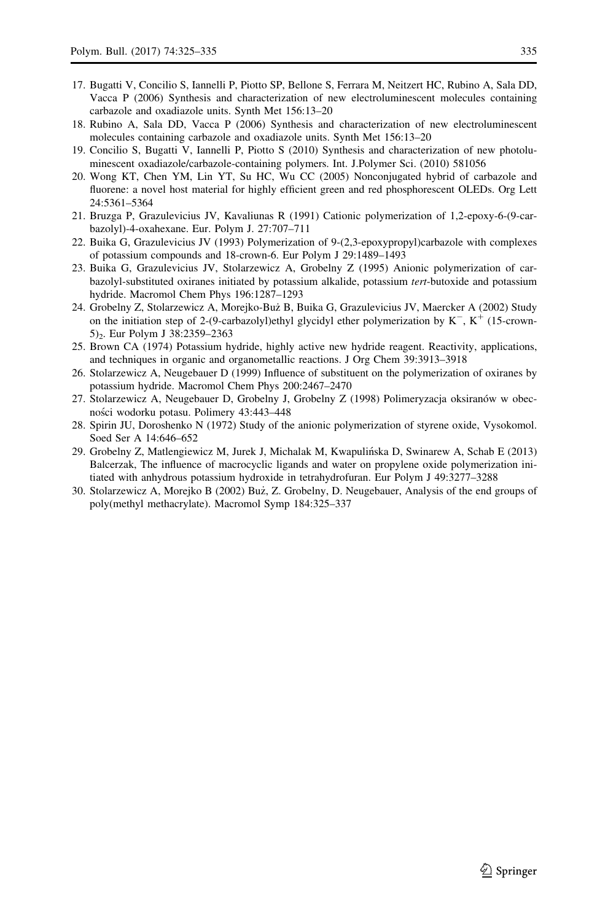17. Bugatti V, Concilio S, Iannelli P, Piotto SP, Bellone S, Ferrara M, Neitzert HC, Rubino A, Sala DD, Vacca P (2006) Synthesis and characterization of new electroluminescent molecules containing carbazole and oxadiazole units. Synth Met 156:13–20
18. Rubino A, Sala DD, Vacca P (2006) Synthesis and characterization of new electroluminescent molecules containing carbazole and oxadiazole units. Synth Met 156:13–20
19. Concilio S, Bugatti V, Iannelli P, Piotto S (2010) Synthesis and characterization of new photoluminescent oxadiazole/carbazole-containing polymers. Int. J.Polymer Sci. (2010) 581056
20. Wong KT, Chen YM, Lin YT, Su HC, Wu CC (2005) Nonconjugated hybrid of carbazole and fluorene: a novel host material for highly efficient green and red phosphorescent OLEDs. Org Lett 24:5361–5364
21. Bruzga P, Grazulevicius JV, Kavaliunas R (1991) Cationic polymerization of 1,2-epoxy-6-(9-carbazolyl)-4-oxahexane. Eur. Polym J. 27:707–711
22. Buika G, Grazulevicius JV (1993) Polymerization of 9-(2,3-epoxypropyl)carbazole with complexes of potassium compounds and 18-crown-6. Eur Polym J 29:1489–1493
23. Buika G, Grazulevicius JV, Stolarzewicz A, Grobelny Z (1995) Anionic polymerization of carbazolyl-substituted oxiranes initiated by potassium alkalide, potassium *tert*-butoxide and potassium hydride. Macromol Chem Phys 196:1287–1293
24. Grobelny Z, Stolarzewicz A, Morejko-Buż B, Buika G, Grazulevicius JV, Maercker A (2002) Study on the initiation step of 2-(9-carbazolyl)ethyl glycidyl ether polymerization by $K^{-}$, $K^{+}$ (15-crown-5)$_2$. Eur Polym J 38:2359–2363
25. Brown CA (1974) Potassium hydride, highly active new hydride reagent. Reactivity, applications, and techniques in organic and organometallic reactions. J Org Chem 39:3913–3918
26. Stolarzewicz A, Neugebauer D (1999) Influence of substituent on the polymerization of oxiranes by potassium hydride. Macromol Chem Phys 200:2467–2470
27. Stolarzewicz A, Neugebauer D, Grobelny J, Grobelny Z (1998) Polimeryzacja oksiranów w obecności wodorku potasu. Polimery 43:443–448
28. Spirin JU, Doroshenko N (1972) Study of the anionic polymerization of styrene oxide, Vysokomol. Soed Ser A 14:646–652
29. Grobelny Z, Matlengiewicz M, Jurek J, Michalak M, Kwapulińska D, Swinarew A, Schab E (2013) Balcerzak, The influence of macrocyclic ligands and water on propylene oxide polymerization initiated with anhydrous potassium hydroxide in tetrahydrofuran. Eur Polym J 49:3277–3288
30. Stolarzewicz A, Morejko B (2002) Buż, Z. Grobelny, D. Neugebauer, Analysis of the end groups of poly(methyl methacrylate). Macromol Symp 184:325–337